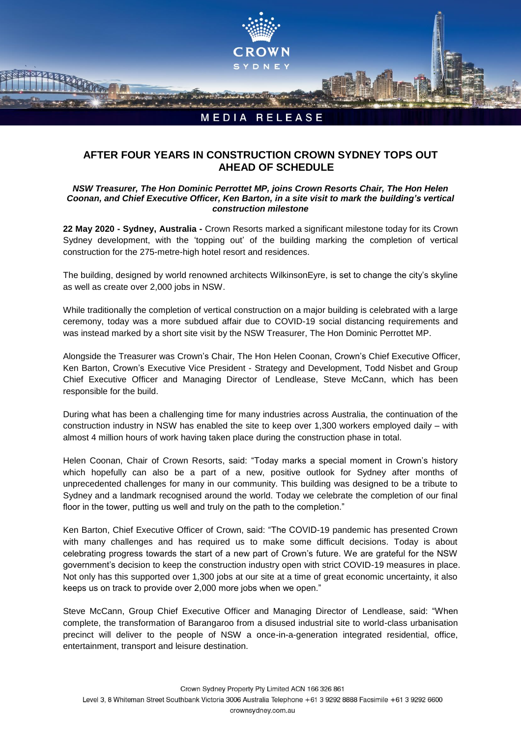CROWN SYDNEY

MEDIA RELEASE

# AFTER FOUR YEARS IN CONSTRUCTION CROWN SYDNEY TOPS OUT AHEAD OF SCHEDULE

***NSW Treasurer, The Hon Dominic Perrottet MP, joins Crown Resorts Chair, The Hon Helen Coonan, and Chief Executive Officer, Ken Barton, in a site visit to mark the building's vertical construction milestone***

**22 May 2020 - Sydney, Australia -** Crown Resorts marked a significant milestone today for its Crown Sydney development, with the 'topping out' of the building marking the completion of vertical construction for the 275-metre-high hotel resort and residences.

The building, designed by world renowned architects WilkinsonEyre, is set to change the city's skyline as well as create over 2,000 jobs in NSW.

While traditionally the completion of vertical construction on a major building is celebrated with a large ceremony, today was a more subdued affair due to COVID-19 social distancing requirements and was instead marked by a short site visit by the NSW Treasurer, The Hon Dominic Perrottet MP.

Alongside the Treasurer was Crown's Chair, The Hon Helen Coonan, Crown's Chief Executive Officer, Ken Barton, Crown's Executive Vice President - Strategy and Development, Todd Nisbet and Group Chief Executive Officer and Managing Director of Lendlease, Steve McCann, which has been responsible for the build.

During what has been a challenging time for many industries across Australia, the continuation of the construction industry in NSW has enabled the site to keep over 1,300 workers employed daily – with almost 4 million hours of work having taken place during the construction phase in total.

Helen Coonan, Chair of Crown Resorts, said: "Today marks a special moment in Crown's history which hopefully can also be a part of a new, positive outlook for Sydney after months of unprecedented challenges for many in our community. This building was designed to be a tribute to Sydney and a landmark recognised around the world. Today we celebrate the completion of our final floor in the tower, putting us well and truly on the path to the completion."

Ken Barton, Chief Executive Officer of Crown, said: "The COVID-19 pandemic has presented Crown with many challenges and has required us to make some difficult decisions. Today is about celebrating progress towards the start of a new part of Crown's future. We are grateful for the NSW government's decision to keep the construction industry open with strict COVID-19 measures in place. Not only has this supported over 1,300 jobs at our site at a time of great economic uncertainty, it also keeps us on track to provide over 2,000 more jobs when we open."

Steve McCann, Group Chief Executive Officer and Managing Director of Lendlease, said: "When complete, the transformation of Barangaroo from a disused industrial site to world-class urbanisation precinct will deliver to the people of NSW a once-in-a-generation integrated residential, office, entertainment, transport and leisure destination.

Crown Sydney Property Pty Limited ACN 166 326 861
Level 3, 8 Whiteman Street Southbank Victoria 3006 Australia Telephone +61 3 9292 8888 Facsimile +61 3 9292 6600
crownsydney.com.au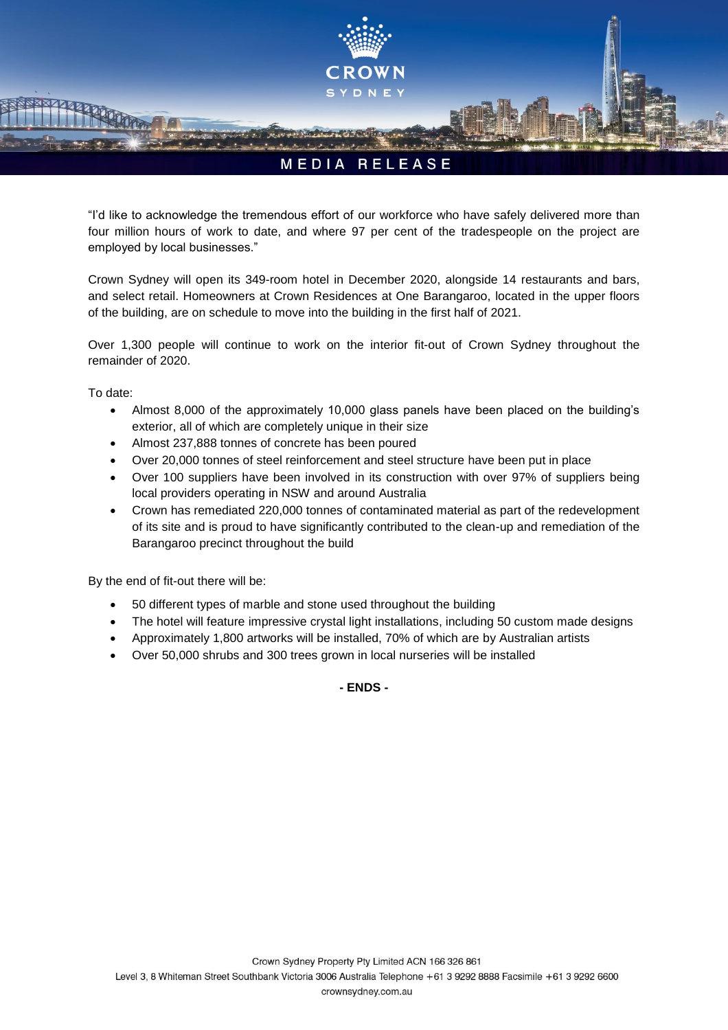"I'd like to acknowledge the tremendous effort of our workforce who have safely delivered more than four million hours of work to date, and where 97 per cent of the tradespeople on the project are employed by local businesses."

Crown Sydney will open its 349-room hotel in December 2020, alongside 14 restaurants and bars, and select retail. Homeowners at Crown Residences at One Barangaroo, located in the upper floors of the building, are on schedule to move into the building in the first half of 2021.

Over 1,300 people will continue to work on the interior fit-out of Crown Sydney throughout the remainder of 2020.

To date:

- Almost 8,000 of the approximately 10,000 glass panels have been placed on the building's exterior, all of which are completely unique in their size
- Almost 237,888 tonnes of concrete has been poured
- Over 20,000 tonnes of steel reinforcement and steel structure have been put in place
- Over 100 suppliers have been involved in its construction with over 97% of suppliers being local providers operating in NSW and around Australia
- Crown has remediated 220,000 tonnes of contaminated material as part of the redevelopment of its site and is proud to have significantly contributed to the clean-up and remediation of the Barangaroo precinct throughout the build

By the end of fit-out there will be:

- 50 different types of marble and stone used throughout the building
- The hotel will feature impressive crystal light installations, including 50 custom made designs
- Approximately 1,800 artworks will be installed, 70% of which are by Australian artists
- Over 50,000 shrubs and 300 trees grown in local nurseries will be installed

**- ENDS -**